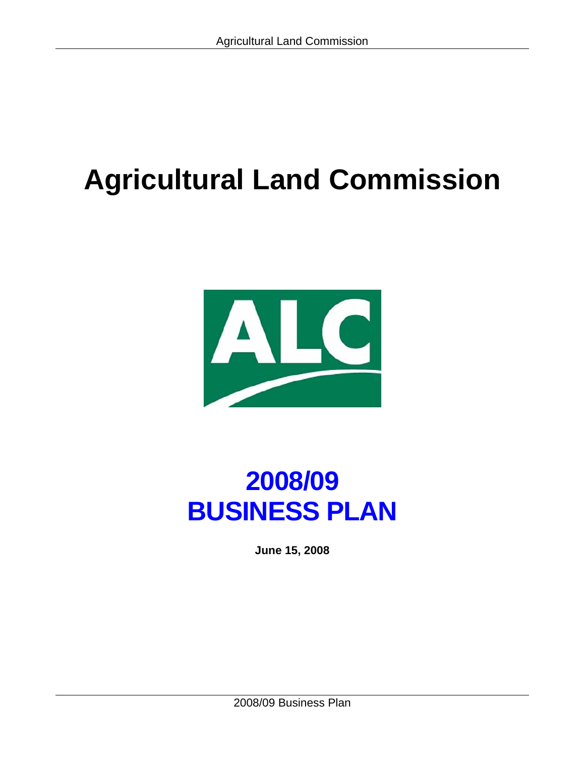# Agricultural Land Commission

# 2008/09 BUSINESS PLAN

**June 15, 2008**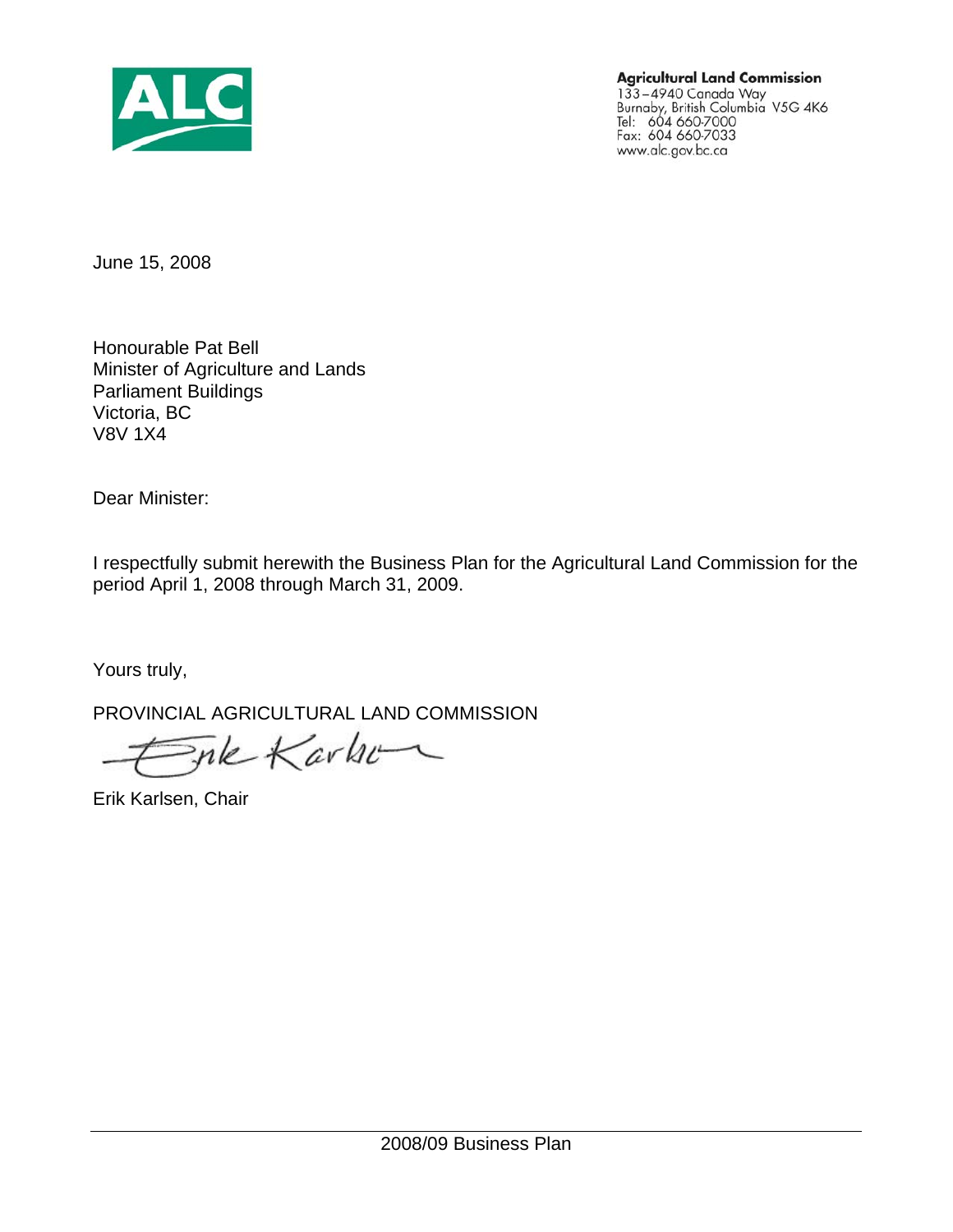**Agricultural Land Commission**
133 – 4940 Canada Way
Burnaby, British Columbia V5G 4K6
Tel: 604 660-7000
Fax: 604 660-7033
www.alc.gov.bc.ca

June 15, 2008

Honourable Pat Bell
Minister of Agriculture and Lands
Parliament Buildings
Victoria, BC
V8V 1X4

Dear Minister:

I respectfully submit herewith the Business Plan for the Agricultural Land Commission for the period April 1, 2008 through March 31, 2009.

Yours truly,

PROVINCIAL AGRICULTURAL LAND COMMISSION

Erik Karlsen, Chair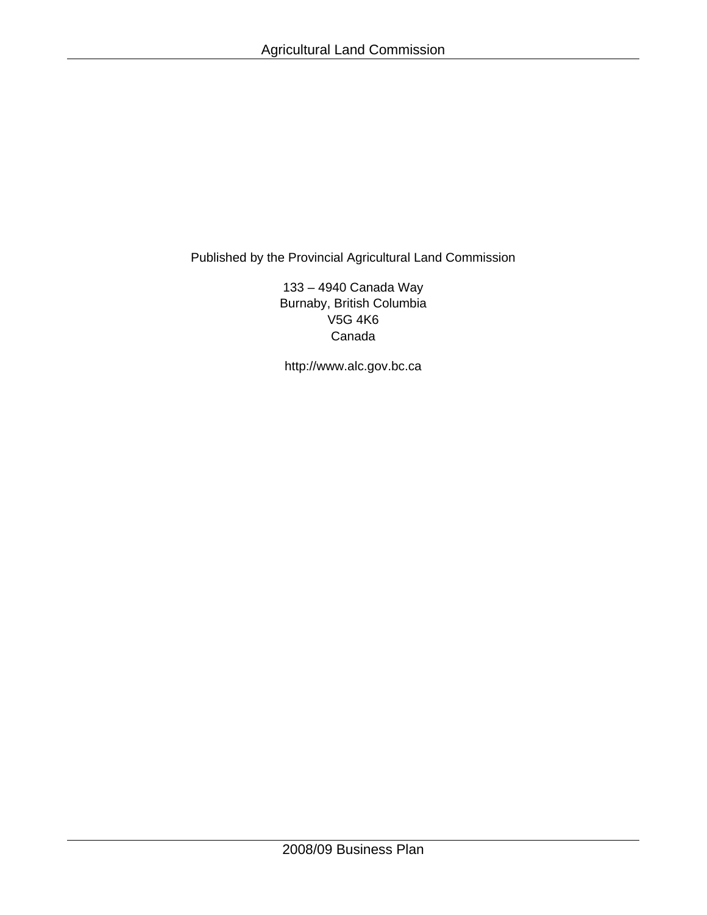Published by the Provincial Agricultural Land Commission

133 – 4940 Canada Way  
Burnaby, British Columbia  
V5G 4K6  
Canada

http://www.alc.gov.bc.ca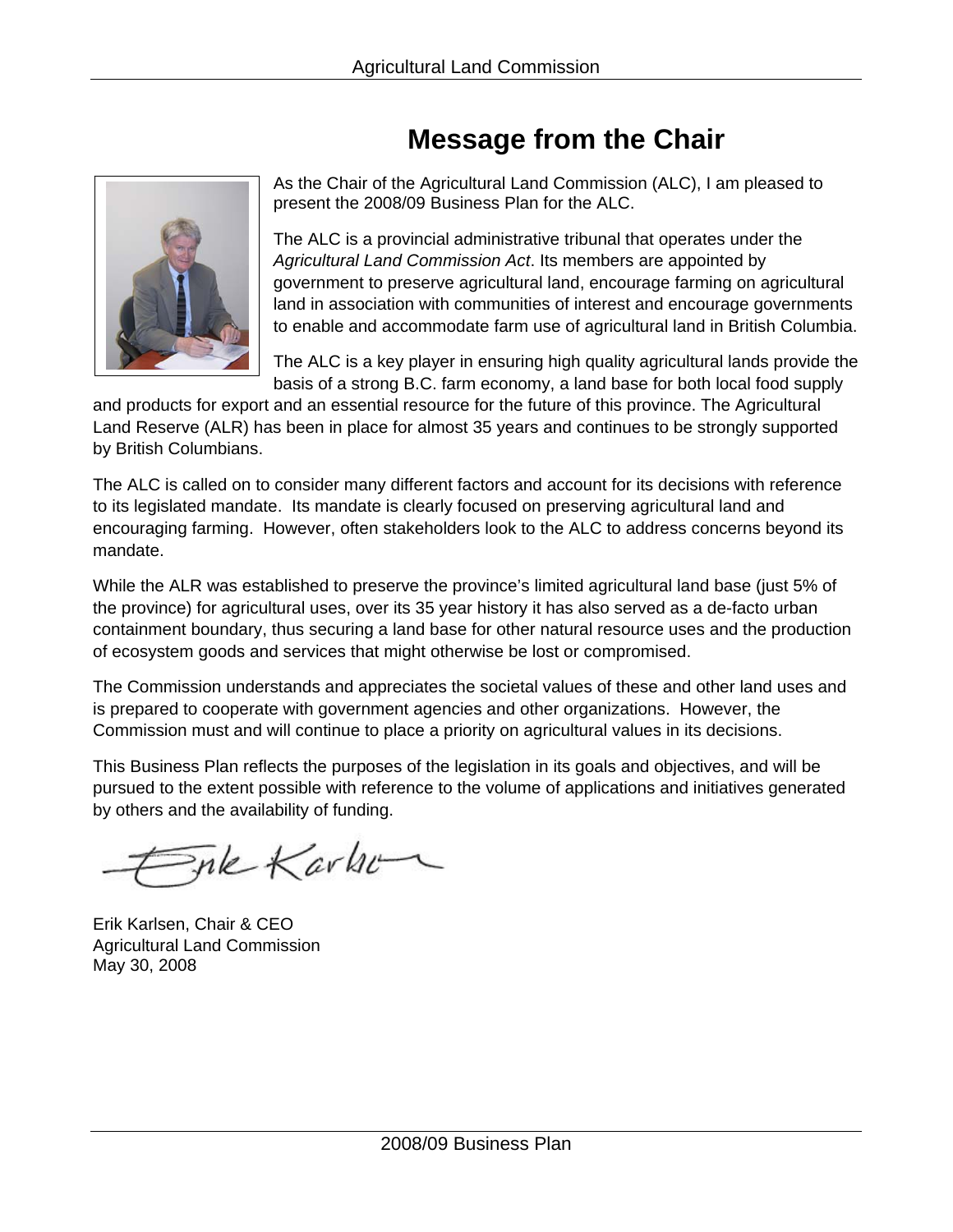# Message from the Chair

As the Chair of the Agricultural Land Commission (ALC), I am pleased to present the 2008/09 Business Plan for the ALC.

The ALC is a provincial administrative tribunal that operates under the *Agricultural Land Commission Act*. Its members are appointed by government to preserve agricultural land, encourage farming on agricultural land in association with communities of interest and encourage governments to enable and accommodate farm use of agricultural land in British Columbia.

The ALC is a key player in ensuring high quality agricultural lands provide the basis of a strong B.C. farm economy, a land base for both local food supply and products for export and an essential resource for the future of this province. The Agricultural Land Reserve (ALR) has been in place for almost 35 years and continues to be strongly supported by British Columbians.

The ALC is called on to consider many different factors and account for its decisions with reference to its legislated mandate. Its mandate is clearly focused on preserving agricultural land and encouraging farming. However, often stakeholders look to the ALC to address concerns beyond its mandate.

While the ALR was established to preserve the province's limited agricultural land base (just 5% of the province) for agricultural uses, over its 35 year history it has also served as a de-facto urban containment boundary, thus securing a land base for other natural resource uses and the production of ecosystem goods and services that might otherwise be lost or compromised.

The Commission understands and appreciates the societal values of these and other land uses and is prepared to cooperate with government agencies and other organizations. However, the Commission must and will continue to place a priority on agricultural values in its decisions.

This Business Plan reflects the purposes of the legislation in its goals and objectives, and will be pursued to the extent possible with reference to the volume of applications and initiatives generated by others and the availability of funding.

Erik Karlsen, Chair & CEO  
Agricultural Land Commission  
May 30, 2008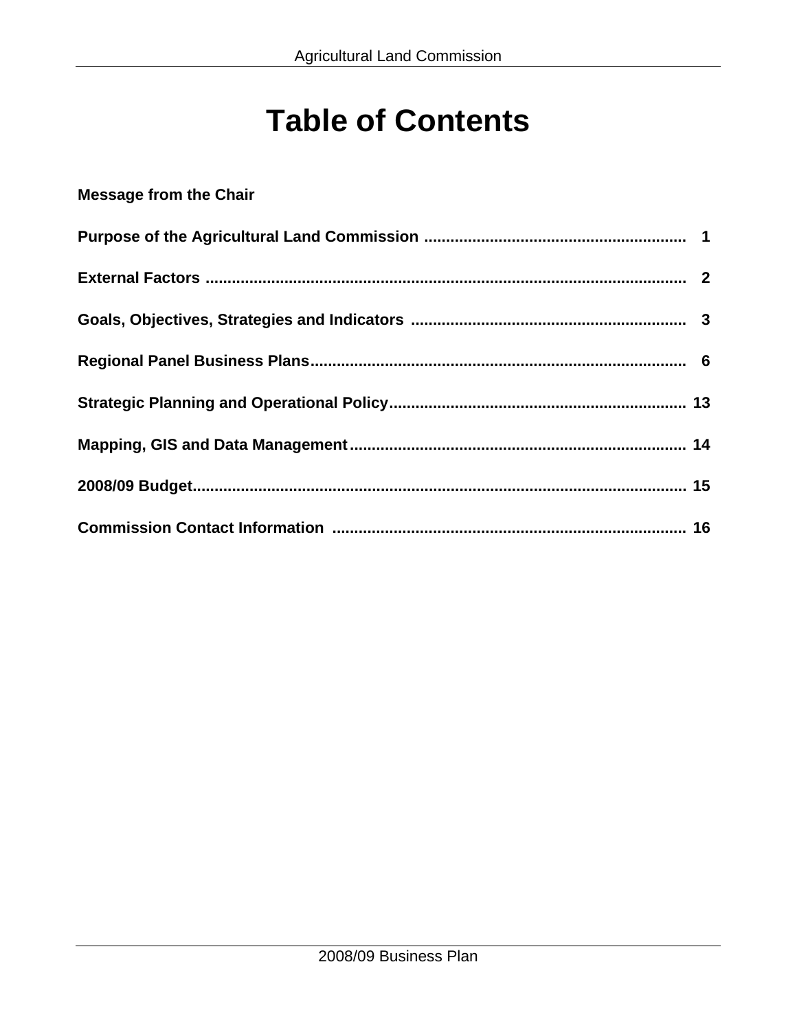# Table of Contents

**Message from the Chair**

**Purpose of the Agricultural Land Commission** ........................................................... **1**

**External Factors** ............................................................................................................ **2**

**Goals, Objectives, Strategies and Indicators** .............................................................. **3**

**Regional Panel Business Plans**..................................................................................... **6**

**Strategic Planning and Operational Policy**.................................................................. **13**

**Mapping, GIS and Data Management**........................................................................... **14**

**2008/09 Budget**................................................................................................................ **15**

**Commission Contact Information** ................................................................................ **16**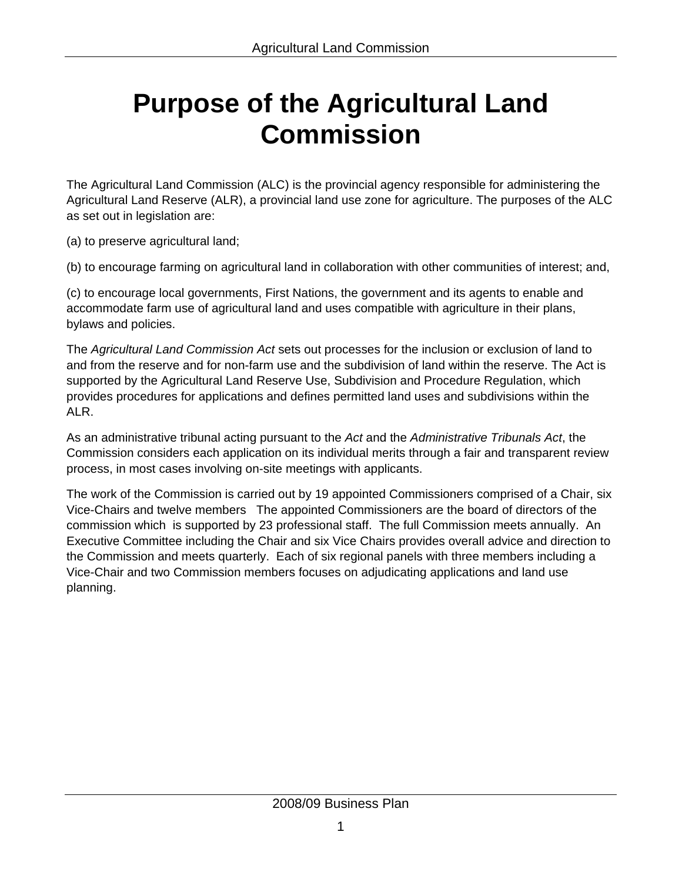# Purpose of the Agricultural Land Commission

The Agricultural Land Commission (ALC) is the provincial agency responsible for administering the Agricultural Land Reserve (ALR), a provincial land use zone for agriculture. The purposes of the ALC as set out in legislation are:

(a) to preserve agricultural land;

(b) to encourage farming on agricultural land in collaboration with other communities of interest; and,

(c) to encourage local governments, First Nations, the government and its agents to enable and accommodate farm use of agricultural land and uses compatible with agriculture in their plans, bylaws and policies.

The *Agricultural Land Commission Act* sets out processes for the inclusion or exclusion of land to and from the reserve and for non-farm use and the subdivision of land within the reserve. The Act is supported by the Agricultural Land Reserve Use, Subdivision and Procedure Regulation, which provides procedures for applications and defines permitted land uses and subdivisions within the ALR.

As an administrative tribunal acting pursuant to the *Act* and the *Administrative Tribunals Act*, the Commission considers each application on its individual merits through a fair and transparent review process, in most cases involving on-site meetings with applicants.

The work of the Commission is carried out by 19 appointed Commissioners comprised of a Chair, six Vice-Chairs and twelve members The appointed Commissioners are the board of directors of the commission which is supported by 23 professional staff. The full Commission meets annually. An Executive Committee including the Chair and six Vice Chairs provides overall advice and direction to the Commission and meets quarterly. Each of six regional panels with three members including a Vice-Chair and two Commission members focuses on adjudicating applications and land use planning.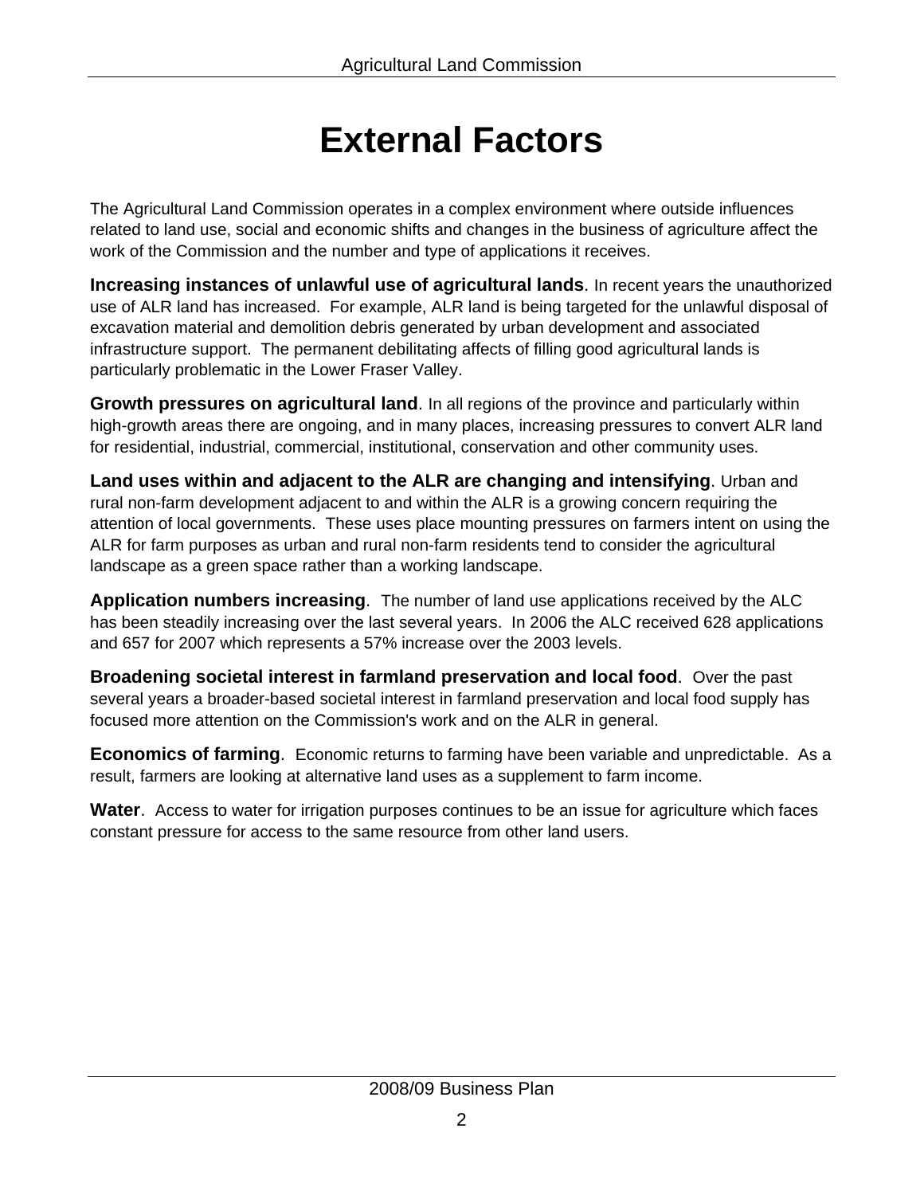# External Factors

The Agricultural Land Commission operates in a complex environment where outside influences related to land use, social and economic shifts and changes in the business of agriculture affect the work of the Commission and the number and type of applications it receives.

**Increasing instances of unlawful use of agricultural lands**. In recent years the unauthorized use of ALR land has increased. For example, ALR land is being targeted for the unlawful disposal of excavation material and demolition debris generated by urban development and associated infrastructure support. The permanent debilitating affects of filling good agricultural lands is particularly problematic in the Lower Fraser Valley.

**Growth pressures on agricultural land**. In all regions of the province and particularly within high-growth areas there are ongoing, and in many places, increasing pressures to convert ALR land for residential, industrial, commercial, institutional, conservation and other community uses.

**Land uses within and adjacent to the ALR are changing and intensifying**. Urban and rural non-farm development adjacent to and within the ALR is a growing concern requiring the attention of local governments. These uses place mounting pressures on farmers intent on using the ALR for farm purposes as urban and rural non-farm residents tend to consider the agricultural landscape as a green space rather than a working landscape.

**Application numbers increasing**. The number of land use applications received by the ALC has been steadily increasing over the last several years. In 2006 the ALC received 628 applications and 657 for 2007 which represents a 57% increase over the 2003 levels.

**Broadening societal interest in farmland preservation and local food**. Over the past several years a broader-based societal interest in farmland preservation and local food supply has focused more attention on the Commission's work and on the ALR in general.

**Economics of farming**. Economic returns to farming have been variable and unpredictable. As a result, farmers are looking at alternative land uses as a supplement to farm income.

**Water**. Access to water for irrigation purposes continues to be an issue for agriculture which faces constant pressure for access to the same resource from other land users.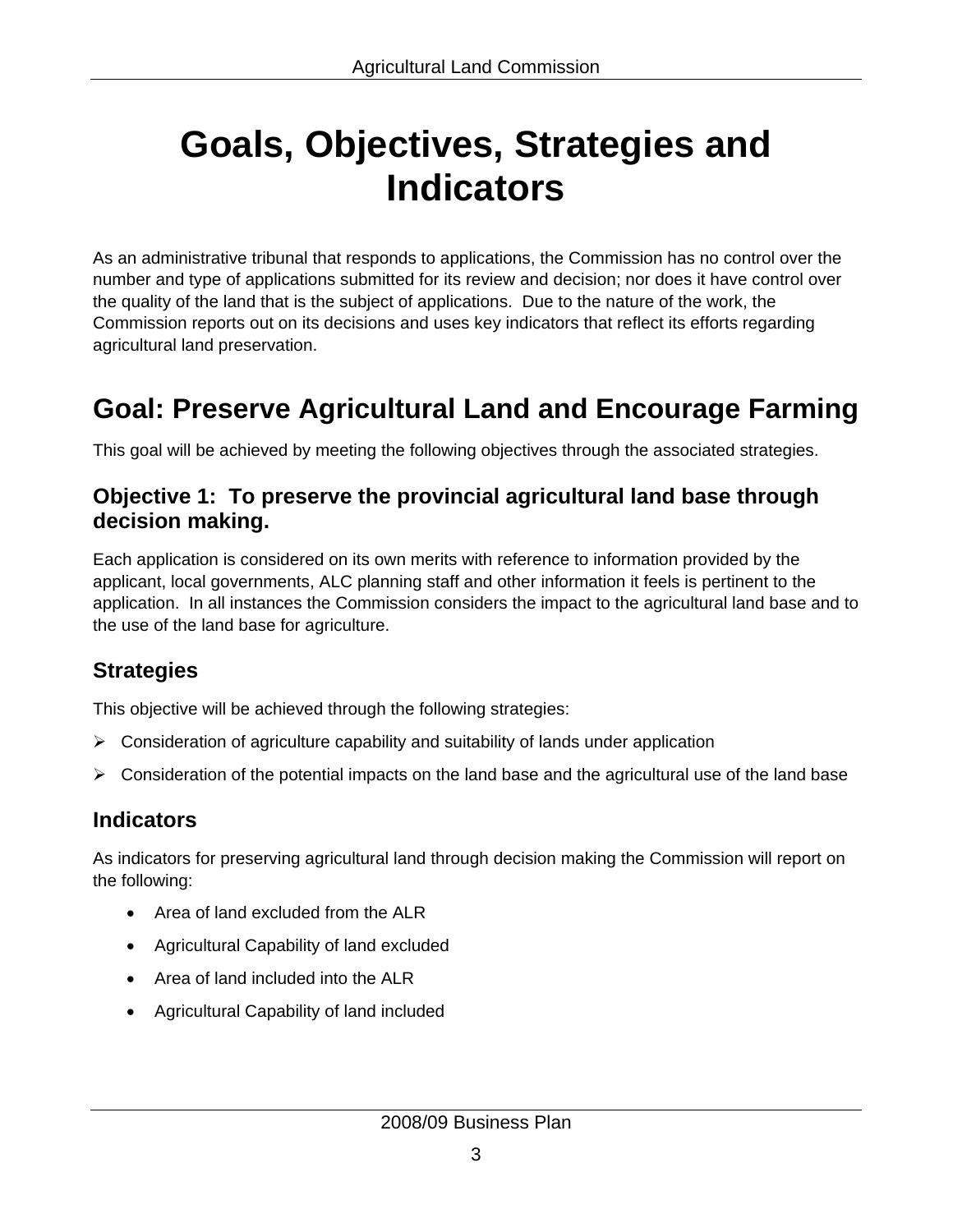# Goals, Objectives, Strategies and Indicators

As an administrative tribunal that responds to applications, the Commission has no control over the number and type of applications submitted for its review and decision; nor does it have control over the quality of the land that is the subject of applications. Due to the nature of the work, the Commission reports out on its decisions and uses key indicators that reflect its efforts regarding agricultural land preservation.

## Goal: Preserve Agricultural Land and Encourage Farming

This goal will be achieved by meeting the following objectives through the associated strategies.

### Objective 1: To preserve the provincial agricultural land base through decision making.

Each application is considered on its own merits with reference to information provided by the applicant, local governments, ALC planning staff and other information it feels is pertinent to the application. In all instances the Commission considers the impact to the agricultural land base and to the use of the land base for agriculture.

### Strategies

This objective will be achieved through the following strategies:

- Consideration of agriculture capability and suitability of lands under application
- Consideration of the potential impacts on the land base and the agricultural use of the land base

### Indicators

As indicators for preserving agricultural land through decision making the Commission will report on the following:

- Area of land excluded from the ALR
- Agricultural Capability of land excluded
- Area of land included into the ALR
- Agricultural Capability of land included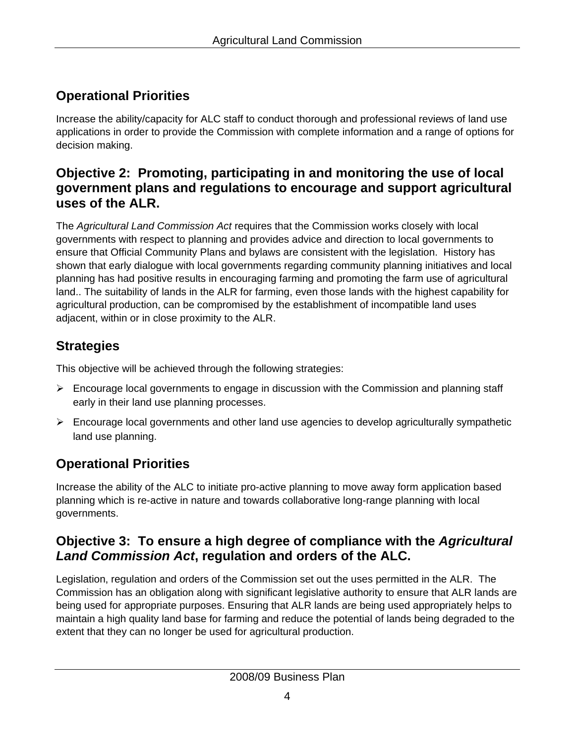## Operational Priorities

Increase the ability/capacity for ALC staff to conduct thorough and professional reviews of land use applications in order to provide the Commission with complete information and a range of options for decision making.

## Objective 2: Promoting, participating in and monitoring the use of local government plans and regulations to encourage and support agricultural uses of the ALR.

The *Agricultural Land Commission Act* requires that the Commission works closely with local governments with respect to planning and provides advice and direction to local governments to ensure that Official Community Plans and bylaws are consistent with the legislation. History has shown that early dialogue with local governments regarding community planning initiatives and local planning has had positive results in encouraging farming and promoting the farm use of agricultural land.. The suitability of lands in the ALR for farming, even those lands with the highest capability for agricultural production, can be compromised by the establishment of incompatible land uses adjacent, within or in close proximity to the ALR.

## Strategies

This objective will be achieved through the following strategies:

- Encourage local governments to engage in discussion with the Commission and planning staff early in their land use planning processes.
- Encourage local governments and other land use agencies to develop agriculturally sympathetic land use planning.

## Operational Priorities

Increase the ability of the ALC to initiate pro-active planning to move away form application based planning which is re-active in nature and towards collaborative long-range planning with local governments.

## Objective 3: To ensure a high degree of compliance with the *Agricultural Land Commission Act*, regulation and orders of the ALC.

Legislation, regulation and orders of the Commission set out the uses permitted in the ALR. The Commission has an obligation along with significant legislative authority to ensure that ALR lands are being used for appropriate purposes. Ensuring that ALR lands are being used appropriately helps to maintain a high quality land base for farming and reduce the potential of lands being degraded to the extent that they can no longer be used for agricultural production.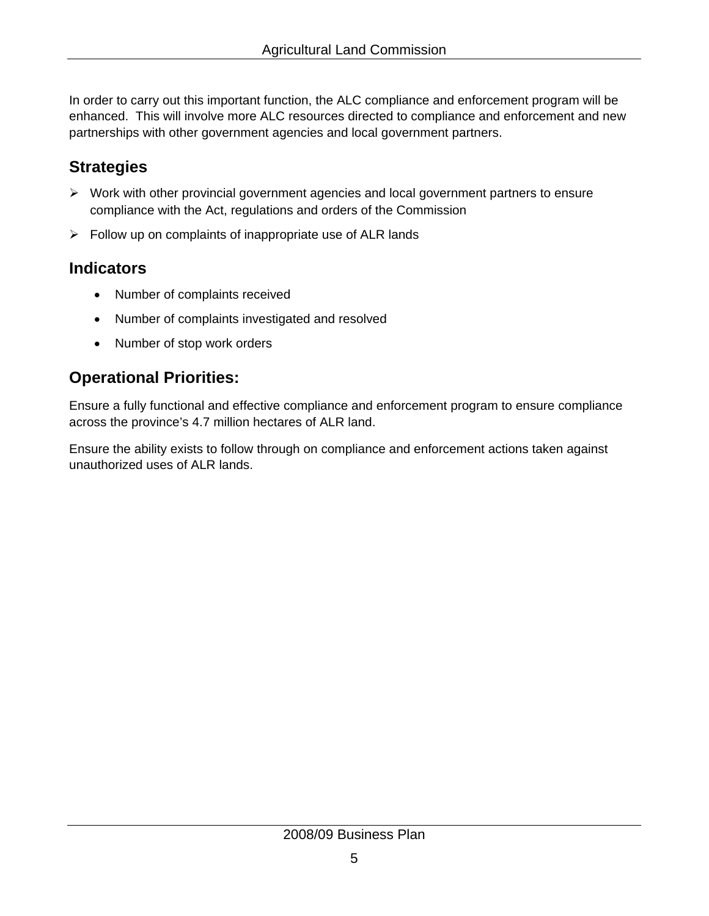In order to carry out this important function, the ALC compliance and enforcement program will be enhanced. This will involve more ALC resources directed to compliance and enforcement and new partnerships with other government agencies and local government partners.

## Strategies

- Work with other provincial government agencies and local government partners to ensure compliance with the Act, regulations and orders of the Commission
- Follow up on complaints of inappropriate use of ALR lands

## Indicators

- Number of complaints received
- Number of complaints investigated and resolved
- Number of stop work orders

## Operational Priorities:

Ensure a fully functional and effective compliance and enforcement program to ensure compliance across the province's 4.7 million hectares of ALR land.

Ensure the ability exists to follow through on compliance and enforcement actions taken against unauthorized uses of ALR lands.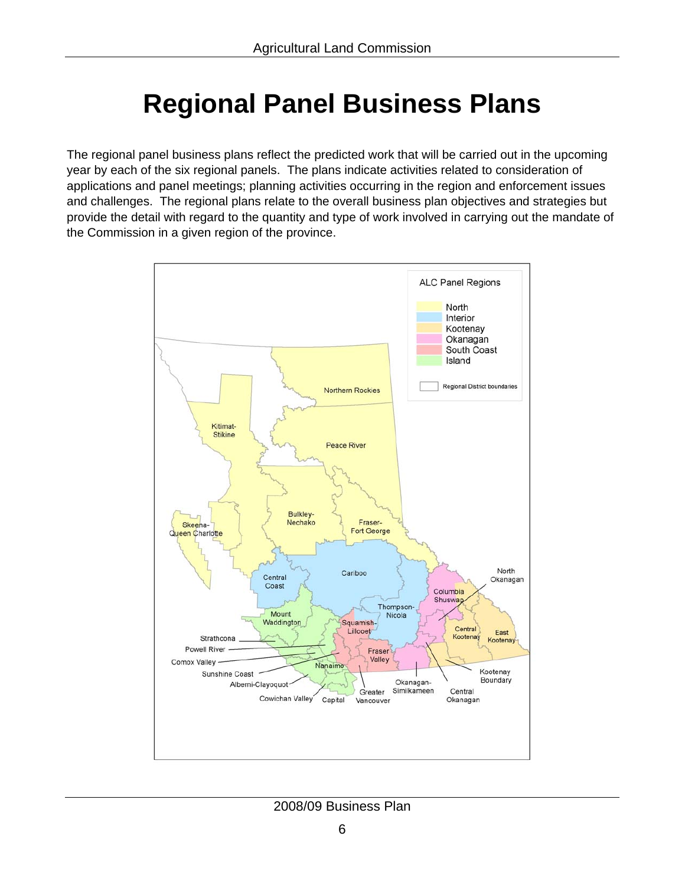# Regional Panel Business Plans

The regional panel business plans reflect the predicted work that will be carried out in the upcoming year by each of the six regional panels. The plans indicate activities related to consideration of applications and panel meetings; planning activities occurring in the region and enforcement issues and challenges. The regional plans relate to the overall business plan objectives and strategies but provide the detail with regard to the quantity and type of work involved in carrying out the mandate of the Commission in a given region of the province.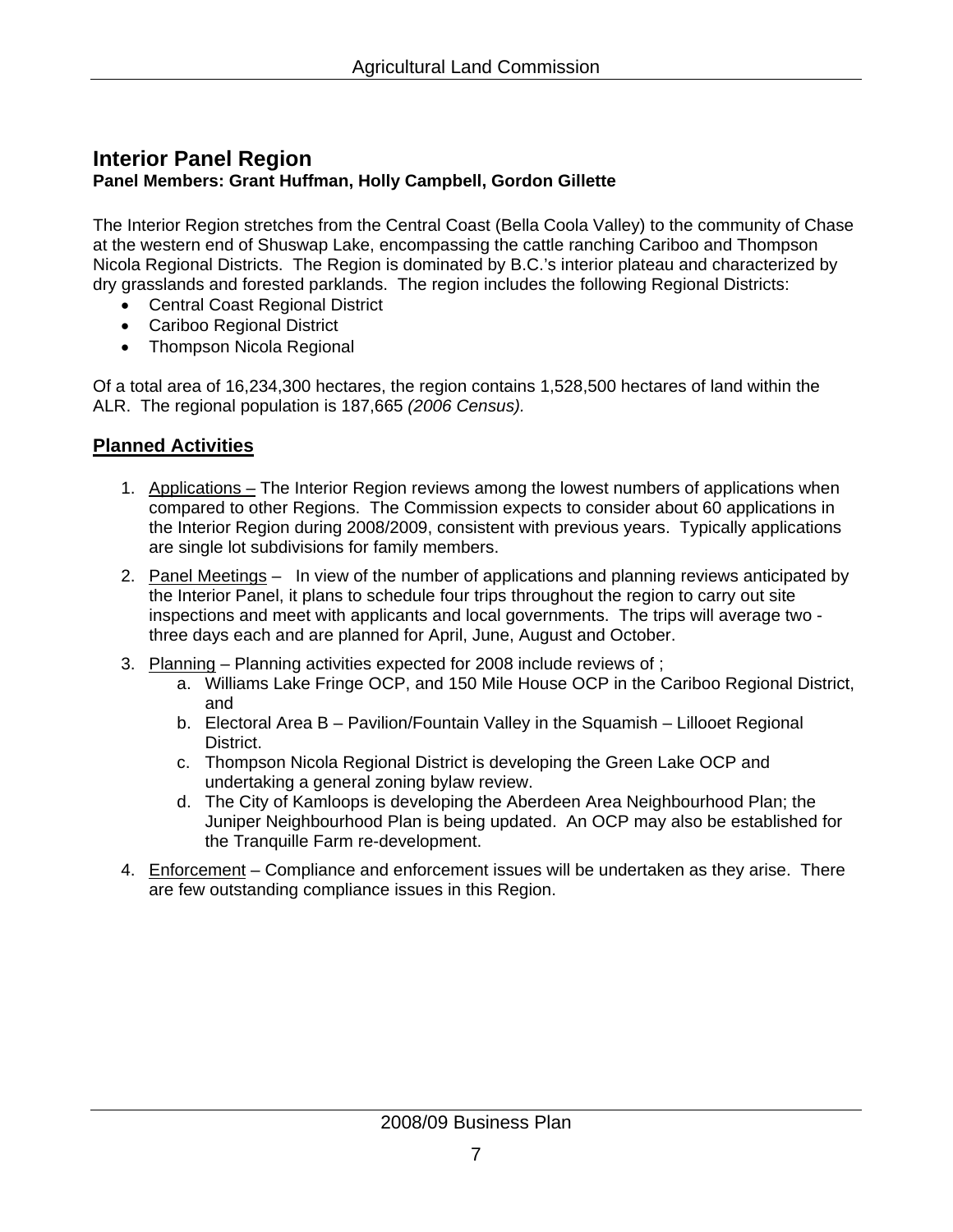## Interior Panel Region

**Panel Members: Grant Huffman, Holly Campbell, Gordon Gillette**

The Interior Region stretches from the Central Coast (Bella Coola Valley) to the community of Chase at the western end of Shuswap Lake, encompassing the cattle ranching Cariboo and Thompson Nicola Regional Districts. The Region is dominated by B.C.'s interior plateau and characterized by dry grasslands and forested parklands. The region includes the following Regional Districts:

- Central Coast Regional District
- Cariboo Regional District
- Thompson Nicola Regional

Of a total area of 16,234,300 hectares, the region contains 1,528,500 hectares of land within the ALR. The regional population is 187,665 *(2006 Census).*

### Planned Activities

1. Applications – The Interior Region reviews among the lowest numbers of applications when compared to other Regions. The Commission expects to consider about 60 applications in the Interior Region during 2008/2009, consistent with previous years. Typically applications are single lot subdivisions for family members.
2. Panel Meetings – In view of the number of applications and planning reviews anticipated by the Interior Panel, it plans to schedule four trips throughout the region to carry out site inspections and meet with applicants and local governments. The trips will average two - three days each and are planned for April, June, August and October.
3. Planning – Planning activities expected for 2008 include reviews of ;
   a. Williams Lake Fringe OCP, and 150 Mile House OCP in the Cariboo Regional District, and
   b. Electoral Area B – Pavilion/Fountain Valley in the Squamish – Lillooet Regional District.
   c. Thompson Nicola Regional District is developing the Green Lake OCP and undertaking a general zoning bylaw review.
   d. The City of Kamloops is developing the Aberdeen Area Neighbourhood Plan; the Juniper Neighbourhood Plan is being updated. An OCP may also be established for the Tranquille Farm re-development.
4. Enforcement – Compliance and enforcement issues will be undertaken as they arise. There are few outstanding compliance issues in this Region.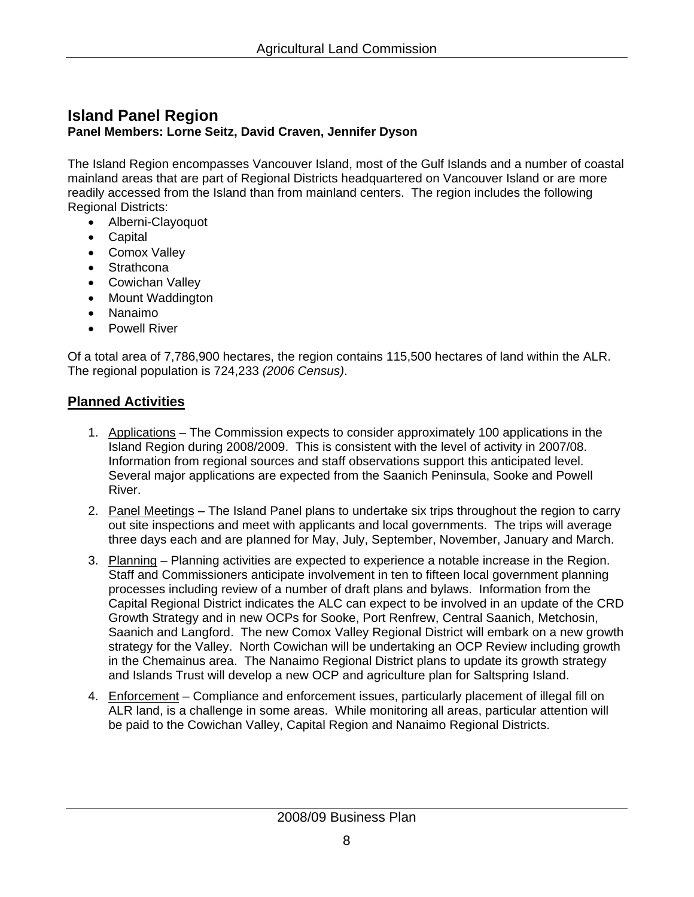## Island Panel Region

**Panel Members: Lorne Seitz, David Craven, Jennifer Dyson**

The Island Region encompasses Vancouver Island, most of the Gulf Islands and a number of coastal mainland areas that are part of Regional Districts headquartered on Vancouver Island or are more readily accessed from the Island than from mainland centers. The region includes the following Regional Districts:

- Alberni-Clayoquot
- Capital
- Comox Valley
- Strathcona
- Cowichan Valley
- Mount Waddington
- Nanaimo
- Powell River

Of a total area of 7,786,900 hectares, the region contains 115,500 hectares of land within the ALR. The regional population is 724,233 *(2006 Census)*.

### Planned Activities

1. Applications – The Commission expects to consider approximately 100 applications in the Island Region during 2008/2009. This is consistent with the level of activity in 2007/08. Information from regional sources and staff observations support this anticipated level. Several major applications are expected from the Saanich Peninsula, Sooke and Powell River.
2. Panel Meetings – The Island Panel plans to undertake six trips throughout the region to carry out site inspections and meet with applicants and local governments. The trips will average three days each and are planned for May, July, September, November, January and March.
3. Planning – Planning activities are expected to experience a notable increase in the Region. Staff and Commissioners anticipate involvement in ten to fifteen local government planning processes including review of a number of draft plans and bylaws. Information from the Capital Regional District indicates the ALC can expect to be involved in an update of the CRD Growth Strategy and in new OCPs for Sooke, Port Renfrew, Central Saanich, Metchosin, Saanich and Langford. The new Comox Valley Regional District will embark on a new growth strategy for the Valley. North Cowichan will be undertaking an OCP Review including growth in the Chemainus area. The Nanaimo Regional District plans to update its growth strategy and Islands Trust will develop a new OCP and agriculture plan for Saltspring Island.
4. Enforcement – Compliance and enforcement issues, particularly placement of illegal fill on ALR land, is a challenge in some areas. While monitoring all areas, particular attention will be paid to the Cowichan Valley, Capital Region and Nanaimo Regional Districts.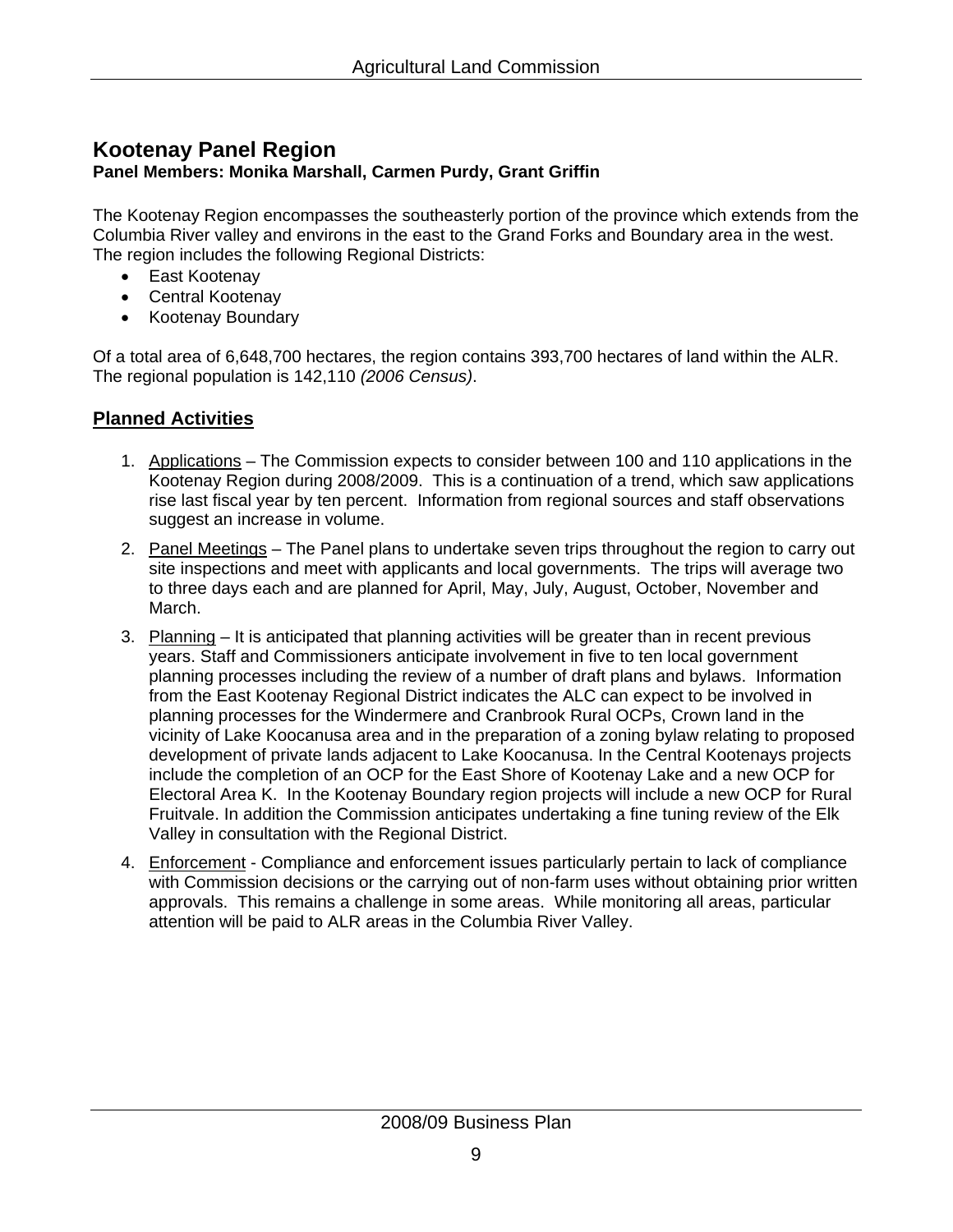## Kootenay Panel Region

**Panel Members: Monika Marshall, Carmen Purdy, Grant Griffin**

The Kootenay Region encompasses the southeasterly portion of the province which extends from the Columbia River valley and environs in the east to the Grand Forks and Boundary area in the west. The region includes the following Regional Districts:

- East Kootenay
- Central Kootenay
- Kootenay Boundary

Of a total area of 6,648,700 hectares, the region contains 393,700 hectares of land within the ALR. The regional population is 142,110 *(2006 Census)*.

### Planned Activities

1. Applications – The Commission expects to consider between 100 and 110 applications in the Kootenay Region during 2008/2009. This is a continuation of a trend, which saw applications rise last fiscal year by ten percent. Information from regional sources and staff observations suggest an increase in volume.
2. Panel Meetings – The Panel plans to undertake seven trips throughout the region to carry out site inspections and meet with applicants and local governments. The trips will average two to three days each and are planned for April, May, July, August, October, November and March.
3. Planning – It is anticipated that planning activities will be greater than in recent previous years. Staff and Commissioners anticipate involvement in five to ten local government planning processes including the review of a number of draft plans and bylaws. Information from the East Kootenay Regional District indicates the ALC can expect to be involved in planning processes for the Windermere and Cranbrook Rural OCPs, Crown land in the vicinity of Lake Koocanusa area and in the preparation of a zoning bylaw relating to proposed development of private lands adjacent to Lake Koocanusa. In the Central Kootenays projects include the completion of an OCP for the East Shore of Kootenay Lake and a new OCP for Electoral Area K. In the Kootenay Boundary region projects will include a new OCP for Rural Fruitvale. In addition the Commission anticipates undertaking a fine tuning review of the Elk Valley in consultation with the Regional District.
4. Enforcement - Compliance and enforcement issues particularly pertain to lack of compliance with Commission decisions or the carrying out of non-farm uses without obtaining prior written approvals. This remains a challenge in some areas. While monitoring all areas, particular attention will be paid to ALR areas in the Columbia River Valley.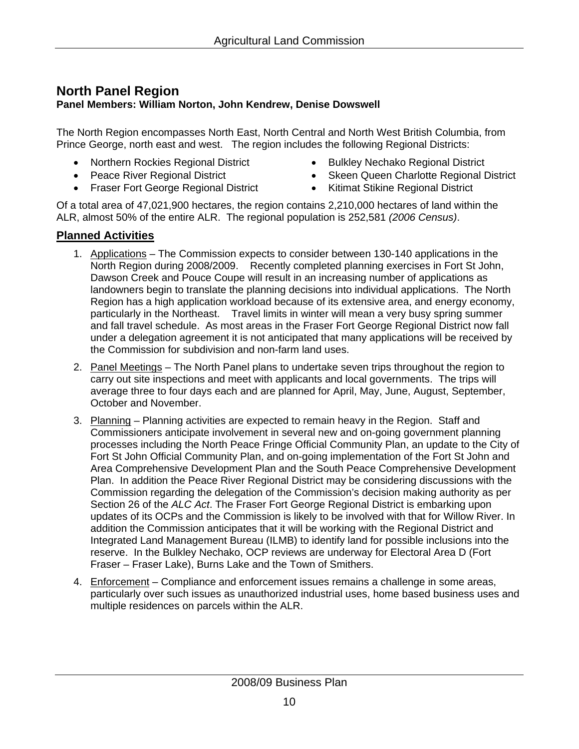## North Panel Region

**Panel Members: William Norton, John Kendrew, Denise Dowswell**

The North Region encompasses North East, North Central and North West British Columbia, from Prince George, north east and west. The region includes the following Regional Districts:

- Northern Rockies Regional District
- Peace River Regional District
- Fraser Fort George Regional District
- Bulkley Nechako Regional District
- Skeen Queen Charlotte Regional District
- Kitimat Stikine Regional District

Of a total area of 47,021,900 hectares, the region contains 2,210,000 hectares of land within the ALR, almost 50% of the entire ALR. The regional population is 252,581 *(2006 Census)*.

### Planned Activities

1. Applications – The Commission expects to consider between 130-140 applications in the North Region during 2008/2009. Recently completed planning exercises in Fort St John, Dawson Creek and Pouce Coupe will result in an increasing number of applications as landowners begin to translate the planning decisions into individual applications. The North Region has a high application workload because of its extensive area, and energy economy, particularly in the Northeast. Travel limits in winter will mean a very busy spring summer and fall travel schedule. As most areas in the Fraser Fort George Regional District now fall under a delegation agreement it is not anticipated that many applications will be received by the Commission for subdivision and non-farm land uses.
2. Panel Meetings – The North Panel plans to undertake seven trips throughout the region to carry out site inspections and meet with applicants and local governments. The trips will average three to four days each and are planned for April, May, June, August, September, October and November.
3. Planning – Planning activities are expected to remain heavy in the Region. Staff and Commissioners anticipate involvement in several new and on-going government planning processes including the North Peace Fringe Official Community Plan, an update to the City of Fort St John Official Community Plan, and on-going implementation of the Fort St John and Area Comprehensive Development Plan and the South Peace Comprehensive Development Plan. In addition the Peace River Regional District may be considering discussions with the Commission regarding the delegation of the Commission's decision making authority as per Section 26 of the *ALC Act*. The Fraser Fort George Regional District is embarking upon updates of its OCPs and the Commission is likely to be involved with that for Willow River. In addition the Commission anticipates that it will be working with the Regional District and Integrated Land Management Bureau (ILMB) to identify land for possible inclusions into the reserve. In the Bulkley Nechako, OCP reviews are underway for Electoral Area D (Fort Fraser – Fraser Lake), Burns Lake and the Town of Smithers.
4. Enforcement – Compliance and enforcement issues remains a challenge in some areas, particularly over such issues as unauthorized industrial uses, home based business uses and multiple residences on parcels within the ALR.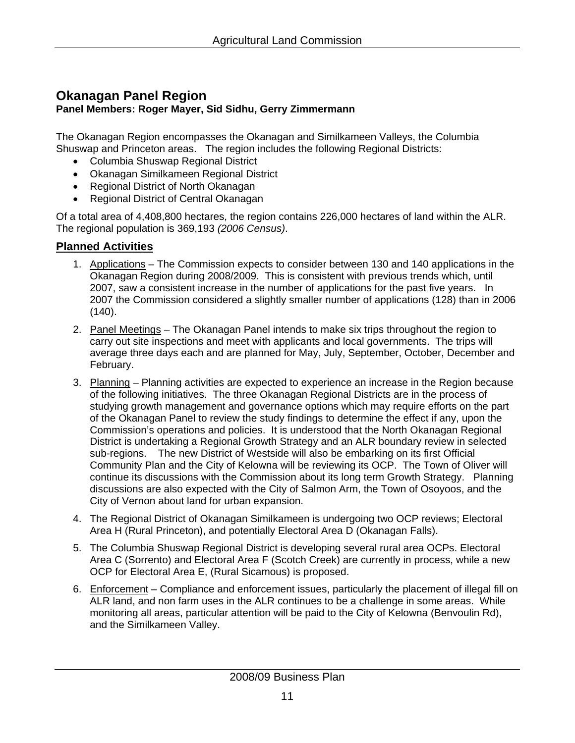## Okanagan Panel Region

**Panel Members: Roger Mayer, Sid Sidhu, Gerry Zimmermann**

The Okanagan Region encompasses the Okanagan and Similkameen Valleys, the Columbia Shuswap and Princeton areas. The region includes the following Regional Districts:

- Columbia Shuswap Regional District
- Okanagan Similkameen Regional District
- Regional District of North Okanagan
- Regional District of Central Okanagan

Of a total area of 4,408,800 hectares, the region contains 226,000 hectares of land within the ALR. The regional population is 369,193 *(2006 Census)*.

### Planned Activities

1. Applications – The Commission expects to consider between 130 and 140 applications in the Okanagan Region during 2008/2009. This is consistent with previous trends which, until 2007, saw a consistent increase in the number of applications for the past five years. In 2007 the Commission considered a slightly smaller number of applications (128) than in 2006 (140).
2. Panel Meetings – The Okanagan Panel intends to make six trips throughout the region to carry out site inspections and meet with applicants and local governments. The trips will average three days each and are planned for May, July, September, October, December and February.
3. Planning – Planning activities are expected to experience an increase in the Region because of the following initiatives. The three Okanagan Regional Districts are in the process of studying growth management and governance options which may require efforts on the part of the Okanagan Panel to review the study findings to determine the effect if any, upon the Commission's operations and policies. It is understood that the North Okanagan Regional District is undertaking a Regional Growth Strategy and an ALR boundary review in selected sub-regions. The new District of Westside will also be embarking on its first Official Community Plan and the City of Kelowna will be reviewing its OCP. The Town of Oliver will continue its discussions with the Commission about its long term Growth Strategy. Planning discussions are also expected with the City of Salmon Arm, the Town of Osoyoos, and the City of Vernon about land for urban expansion.
4. The Regional District of Okanagan Similkameen is undergoing two OCP reviews; Electoral Area H (Rural Princeton), and potentially Electoral Area D (Okanagan Falls).
5. The Columbia Shuswap Regional District is developing several rural area OCPs. Electoral Area C (Sorrento) and Electoral Area F (Scotch Creek) are currently in process, while a new OCP for Electoral Area E, (Rural Sicamous) is proposed.
6. Enforcement – Compliance and enforcement issues, particularly the placement of illegal fill on ALR land, and non farm uses in the ALR continues to be a challenge in some areas. While monitoring all areas, particular attention will be paid to the City of Kelowna (Benvoulin Rd), and the Similkameen Valley.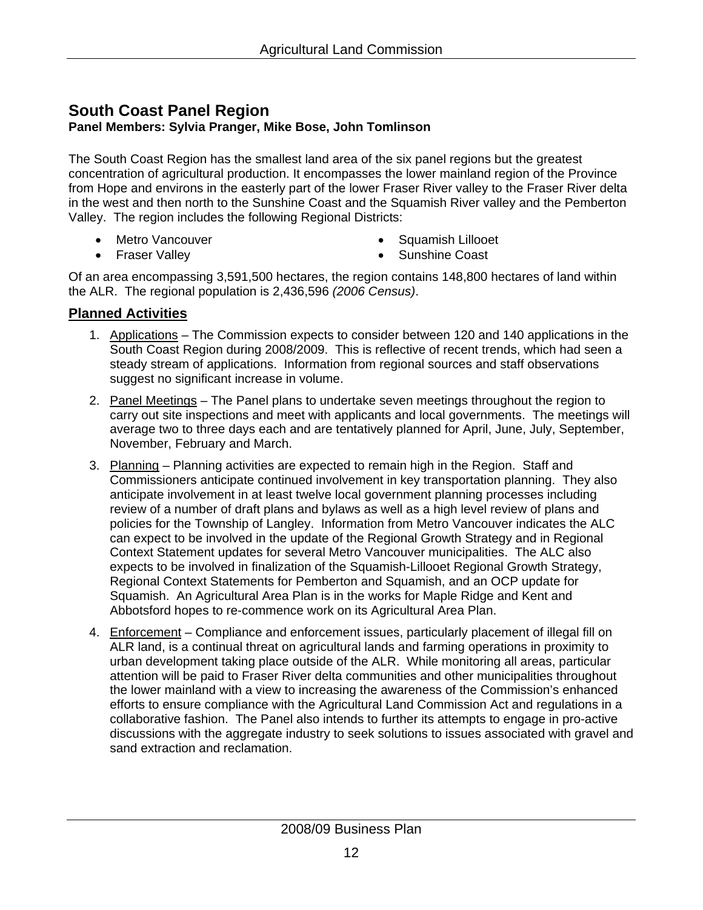## South Coast Panel Region

**Panel Members: Sylvia Pranger, Mike Bose, John Tomlinson**

The South Coast Region has the smallest land area of the six panel regions but the greatest concentration of agricultural production. It encompasses the lower mainland region of the Province from Hope and environs in the easterly part of the lower Fraser River valley to the Fraser River delta in the west and then north to the Sunshine Coast and the Squamish River valley and the Pemberton Valley. The region includes the following Regional Districts:

- Metro Vancouver
- Fraser Valley
- Squamish Lillooet
- Sunshine Coast

Of an area encompassing 3,591,500 hectares, the region contains 148,800 hectares of land within the ALR. The regional population is 2,436,596 *(2006 Census)*.

### Planned Activities

1. Applications – The Commission expects to consider between 120 and 140 applications in the South Coast Region during 2008/2009. This is reflective of recent trends, which had seen a steady stream of applications. Information from regional sources and staff observations suggest no significant increase in volume.
2. Panel Meetings – The Panel plans to undertake seven meetings throughout the region to carry out site inspections and meet with applicants and local governments. The meetings will average two to three days each and are tentatively planned for April, June, July, September, November, February and March.
3. Planning – Planning activities are expected to remain high in the Region. Staff and Commissioners anticipate continued involvement in key transportation planning. They also anticipate involvement in at least twelve local government planning processes including review of a number of draft plans and bylaws as well as a high level review of plans and policies for the Township of Langley. Information from Metro Vancouver indicates the ALC can expect to be involved in the update of the Regional Growth Strategy and in Regional Context Statement updates for several Metro Vancouver municipalities. The ALC also expects to be involved in finalization of the Squamish-Lillooet Regional Growth Strategy, Regional Context Statements for Pemberton and Squamish, and an OCP update for Squamish. An Agricultural Area Plan is in the works for Maple Ridge and Kent and Abbotsford hopes to re-commence work on its Agricultural Area Plan.
4. Enforcement – Compliance and enforcement issues, particularly placement of illegal fill on ALR land, is a continual threat on agricultural lands and farming operations in proximity to urban development taking place outside of the ALR. While monitoring all areas, particular attention will be paid to Fraser River delta communities and other municipalities throughout the lower mainland with a view to increasing the awareness of the Commission's enhanced efforts to ensure compliance with the Agricultural Land Commission Act and regulations in a collaborative fashion. The Panel also intends to further its attempts to engage in pro-active discussions with the aggregate industry to seek solutions to issues associated with gravel and sand extraction and reclamation.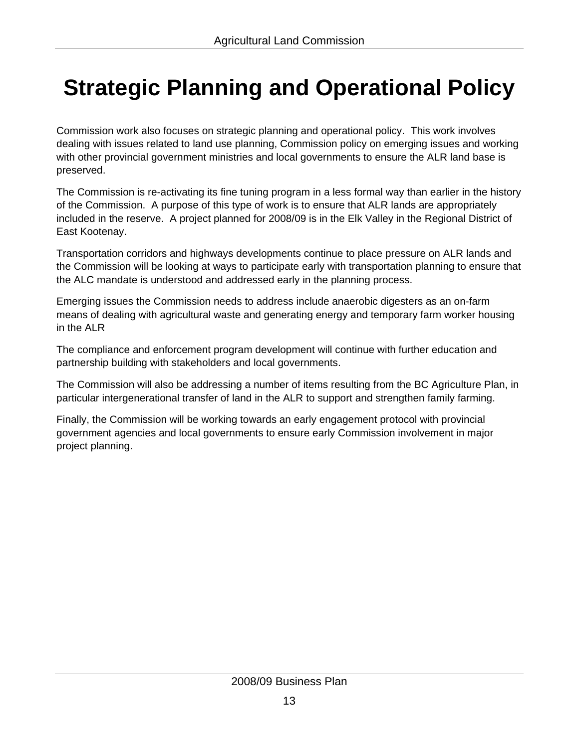# Strategic Planning and Operational Policy

Commission work also focuses on strategic planning and operational policy. This work involves dealing with issues related to land use planning, Commission policy on emerging issues and working with other provincial government ministries and local governments to ensure the ALR land base is preserved.

The Commission is re-activating its fine tuning program in a less formal way than earlier in the history of the Commission. A purpose of this type of work is to ensure that ALR lands are appropriately included in the reserve. A project planned for 2008/09 is in the Elk Valley in the Regional District of East Kootenay.

Transportation corridors and highways developments continue to place pressure on ALR lands and the Commission will be looking at ways to participate early with transportation planning to ensure that the ALC mandate is understood and addressed early in the planning process.

Emerging issues the Commission needs to address include anaerobic digesters as an on-farm means of dealing with agricultural waste and generating energy and temporary farm worker housing in the ALR

The compliance and enforcement program development will continue with further education and partnership building with stakeholders and local governments.

The Commission will also be addressing a number of items resulting from the BC Agriculture Plan, in particular intergenerational transfer of land in the ALR to support and strengthen family farming.

Finally, the Commission will be working towards an early engagement protocol with provincial government agencies and local governments to ensure early Commission involvement in major project planning.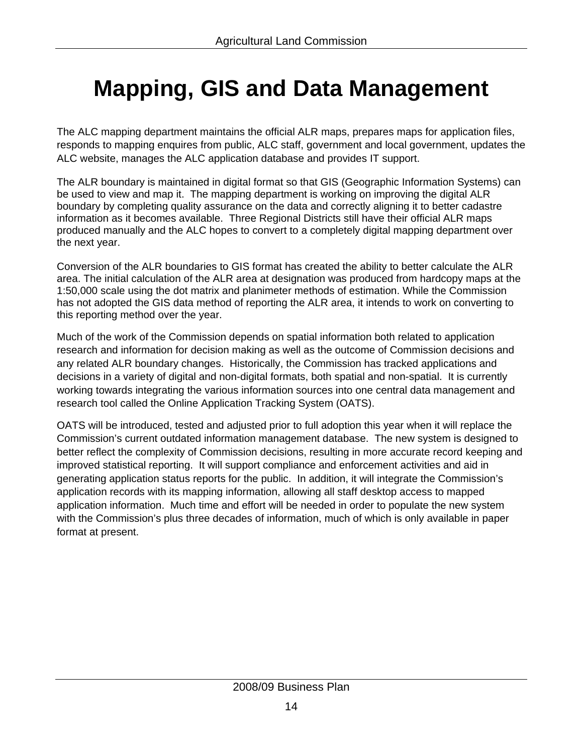# Mapping, GIS and Data Management

The ALC mapping department maintains the official ALR maps, prepares maps for application files, responds to mapping enquires from public, ALC staff, government and local government, updates the ALC website, manages the ALC application database and provides IT support.

The ALR boundary is maintained in digital format so that GIS (Geographic Information Systems) can be used to view and map it. The mapping department is working on improving the digital ALR boundary by completing quality assurance on the data and correctly aligning it to better cadastre information as it becomes available. Three Regional Districts still have their official ALR maps produced manually and the ALC hopes to convert to a completely digital mapping department over the next year.

Conversion of the ALR boundaries to GIS format has created the ability to better calculate the ALR area. The initial calculation of the ALR area at designation was produced from hardcopy maps at the 1:50,000 scale using the dot matrix and planimeter methods of estimation. While the Commission has not adopted the GIS data method of reporting the ALR area, it intends to work on converting to this reporting method over the year.

Much of the work of the Commission depends on spatial information both related to application research and information for decision making as well as the outcome of Commission decisions and any related ALR boundary changes. Historically, the Commission has tracked applications and decisions in a variety of digital and non-digital formats, both spatial and non-spatial. It is currently working towards integrating the various information sources into one central data management and research tool called the Online Application Tracking System (OATS).

OATS will be introduced, tested and adjusted prior to full adoption this year when it will replace the Commission's current outdated information management database. The new system is designed to better reflect the complexity of Commission decisions, resulting in more accurate record keeping and improved statistical reporting. It will support compliance and enforcement activities and aid in generating application status reports for the public. In addition, it will integrate the Commission's application records with its mapping information, allowing all staff desktop access to mapped application information. Much time and effort will be needed in order to populate the new system with the Commission's plus three decades of information, much of which is only available in paper format at present.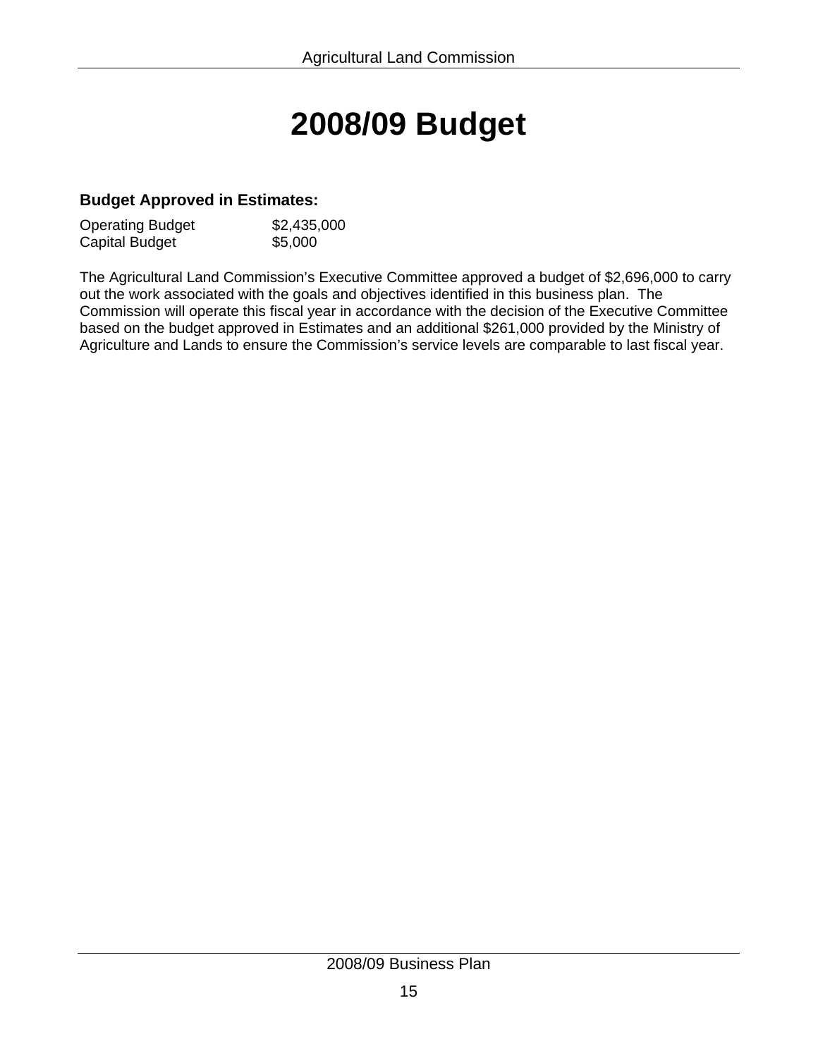# 2008/09 Budget

**Budget Approved in Estimates:**

| | |
|---|---|
| Operating Budget | $2,435,000 |
| Capital Budget | $5,000 |

The Agricultural Land Commission's Executive Committee approved a budget of $2,696,000 to carry out the work associated with the goals and objectives identified in this business plan. The Commission will operate this fiscal year in accordance with the decision of the Executive Committee based on the budget approved in Estimates and an additional $261,000 provided by the Ministry of Agriculture and Lands to ensure the Commission's service levels are comparable to last fiscal year.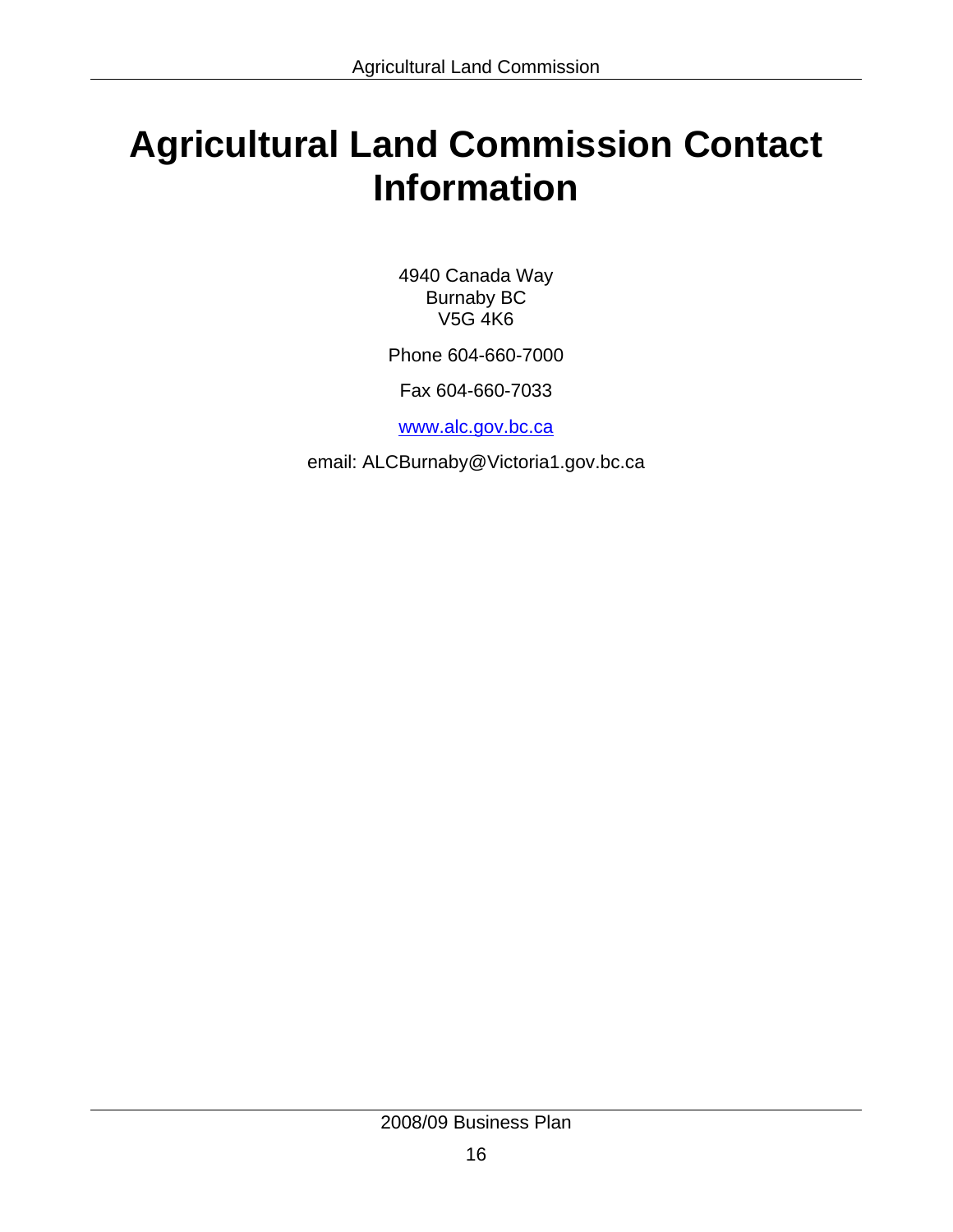# Agricultural Land Commission Contact Information

4940 Canada Way
Burnaby BC
V5G 4K6

Phone 604-660-7000

Fax 604-660-7033

www.alc.gov.bc.ca

email: ALCBurnaby@Victoria1.gov.bc.ca